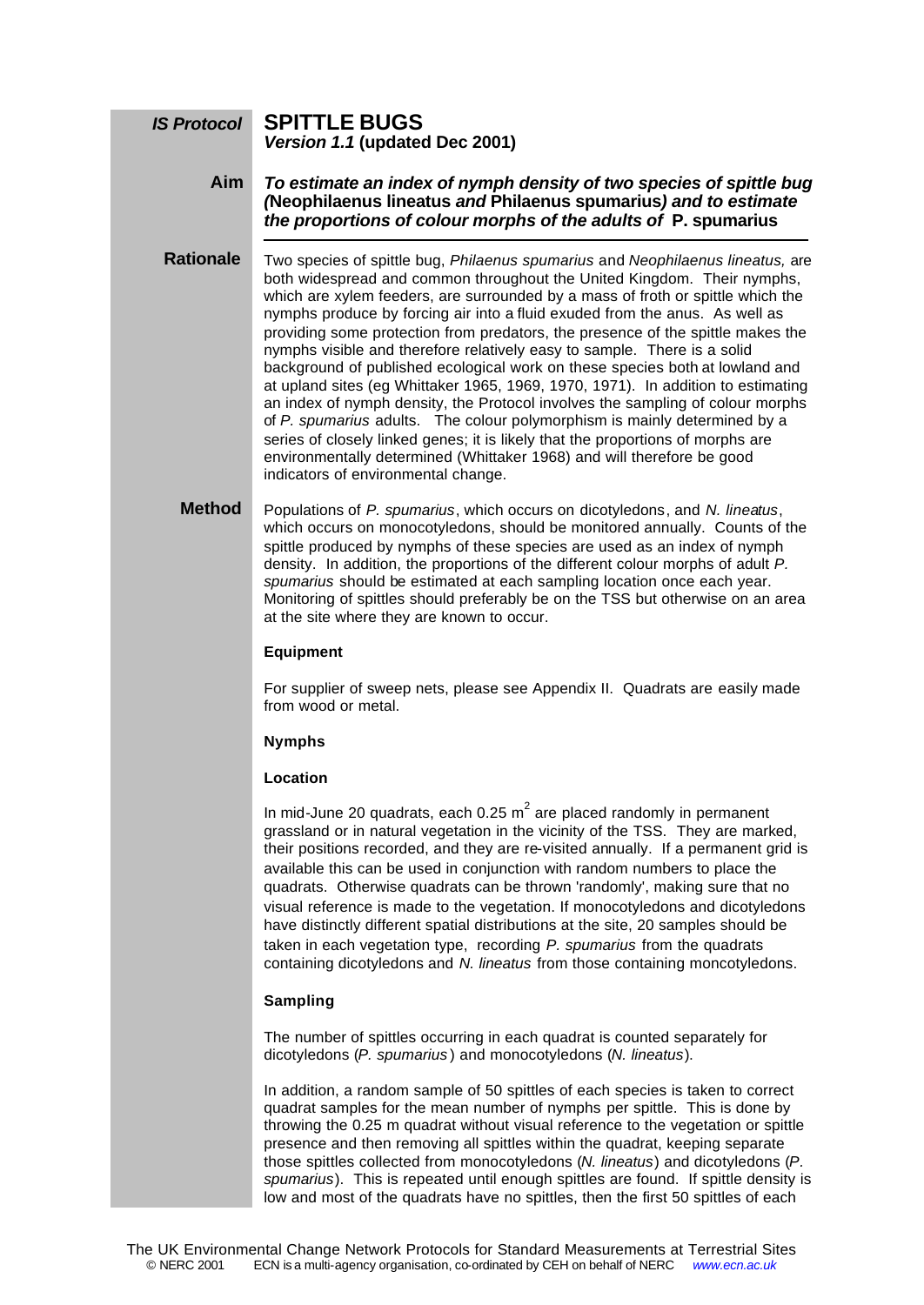**IS Protocol**

# SPITTLE BUGS

***Version 1.1* (updated Dec 2001)**

**Aim**

***To estimate an index of nymph density of two species of spittle bug (*Neophilaenus lineatus *and* Philaenus spumarius*) and to estimate the proportions of colour morphs of the adults of* P. spumarius**

**Rationale**

Two species of spittle bug, *Philaenus spumarius* and *Neophilaenus lineatus,* are both widespread and common throughout the United Kingdom. Their nymphs, which are xylem feeders, are surrounded by a mass of froth or spittle which the nymphs produce by forcing air into a fluid exuded from the anus. As well as providing some protection from predators, the presence of the spittle makes the nymphs visible and therefore relatively easy to sample. There is a solid background of published ecological work on these species both at lowland and at upland sites (eg Whittaker 1965, 1969, 1970, 1971). In addition to estimating an index of nymph density, the Protocol involves the sampling of colour morphs of *P. spumarius* adults. The colour polymorphism is mainly determined by a series of closely linked genes; it is likely that the proportions of morphs are environmentally determined (Whittaker 1968) and will therefore be good indicators of environmental change.

**Method**

Populations of *P. spumarius*, which occurs on dicotyledons, and *N. lineatus*, which occurs on monocotyledons, should be monitored annually. Counts of the spittle produced by nymphs of these species are used as an index of nymph density. In addition, the proportions of the different colour morphs of adult *P. spumarius* should be estimated at each sampling location once each year. Monitoring of spittles should preferably be on the TSS but otherwise on an area at the site where they are known to occur.

**Equipment**

For supplier of sweep nets, please see Appendix II. Quadrats are easily made from wood or metal.

**Nymphs**

**Location**

In mid-June 20 quadrats, each 0.25 $m^2$ are placed randomly in permanent grassland or in natural vegetation in the vicinity of the TSS. They are marked, their positions recorded, and they are re-visited annually. If a permanent grid is available this can be used in conjunction with random numbers to place the quadrats. Otherwise quadrats can be thrown 'randomly', making sure that no visual reference is made to the vegetation. If monocotyledons and dicotyledons have distinctly different spatial distributions at the site, 20 samples should be taken in each vegetation type, recording *P. spumarius* from the quadrats containing dicotyledons and *N. lineatus* from those containing moncotyledons.

**Sampling**

The number of spittles occurring in each quadrat is counted separately for dicotyledons (*P. spumarius*) and monocotyledons (*N. lineatus*).

In addition, a random sample of 50 spittles of each species is taken to correct quadrat samples for the mean number of nymphs per spittle. This is done by throwing the 0.25 m quadrat without visual reference to the vegetation or spittle presence and then removing all spittles within the quadrat, keeping separate those spittles collected from monocotyledons (*N. lineatus*) and dicotyledons (*P. spumarius*). This is repeated until enough spittles are found. If spittle density is low and most of the quadrats have no spittles, then the first 50 spittles of each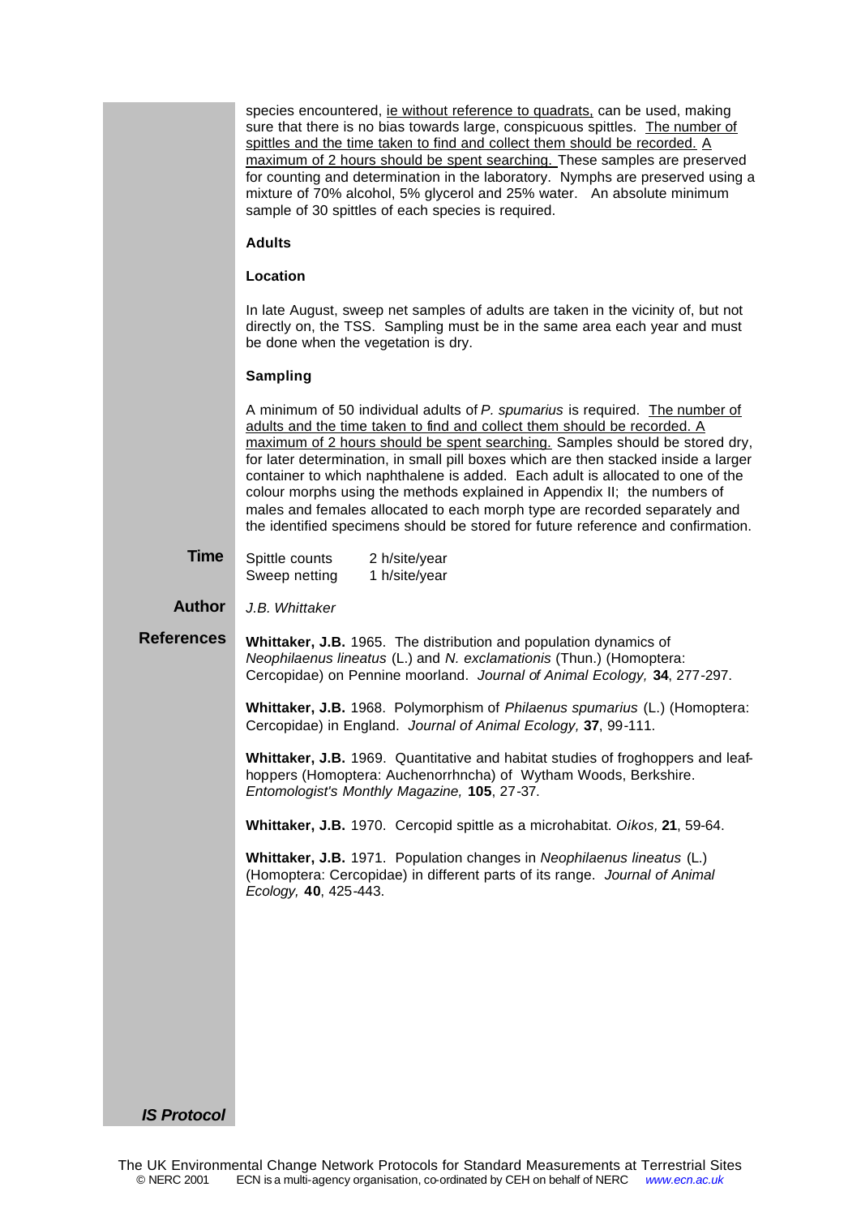species encountered, ie without reference to quadrats, can be used, making sure that there is no bias towards large, conspicuous spittles. The number of spittles and the time taken to find and collect them should be recorded. A maximum of 2 hours should be spent searching. These samples are preserved for counting and determination in the laboratory. Nymphs are preserved using a mixture of 70% alcohol, 5% glycerol and 25% water. An absolute minimum sample of 30 spittles of each species is required.

**Adults**

**Location**

In late August, sweep net samples of adults are taken in the vicinity of, but not directly on, the TSS. Sampling must be in the same area each year and must be done when the vegetation is dry.

**Sampling**

A minimum of 50 individual adults of *P. spumarius* is required. The number of adults and the time taken to find and collect them should be recorded. A maximum of 2 hours should be spent searching. Samples should be stored dry, for later determination, in small pill boxes which are then stacked inside a larger container to which naphthalene is added. Each adult is allocated to one of the colour morphs using the methods explained in Appendix II; the numbers of males and females allocated to each morph type are recorded separately and the identified specimens should be stored for future reference and confirmation.

## Time

| | |
|---|---|
| Spittle counts | 2 h/site/year |
| Sweep netting | 1 h/site/year |

## Author

*J.B. Whittaker*

## References

**Whittaker, J.B.** 1965. The distribution and population dynamics of *Neophilaenus lineatus* (L.) and *N. exclamationis* (Thun.) (Homoptera: Cercopidae) on Pennine moorland. *Journal of Animal Ecology,* **34**, 277-297.

**Whittaker, J.B.** 1968. Polymorphism of *Philaenus spumarius* (L.) (Homoptera: Cercopidae) in England. *Journal of Animal Ecology,* **37**, 99-111.

**Whittaker, J.B.** 1969. Quantitative and habitat studies of froghoppers and leaf-hoppers (Homoptera: Auchenorrhncha) of Wytham Woods, Berkshire. *Entomologist's Monthly Magazine,* **105**, 27-37.

**Whittaker, J.B.** 1970. Cercopid spittle as a microhabitat. *Oikos,* **21**, 59-64.

**Whittaker, J.B.** 1971. Population changes in *Neophilaenus lineatus* (L.) (Homoptera: Cercopidae) in different parts of its range. *Journal of Animal Ecology,* **40**, 425-443.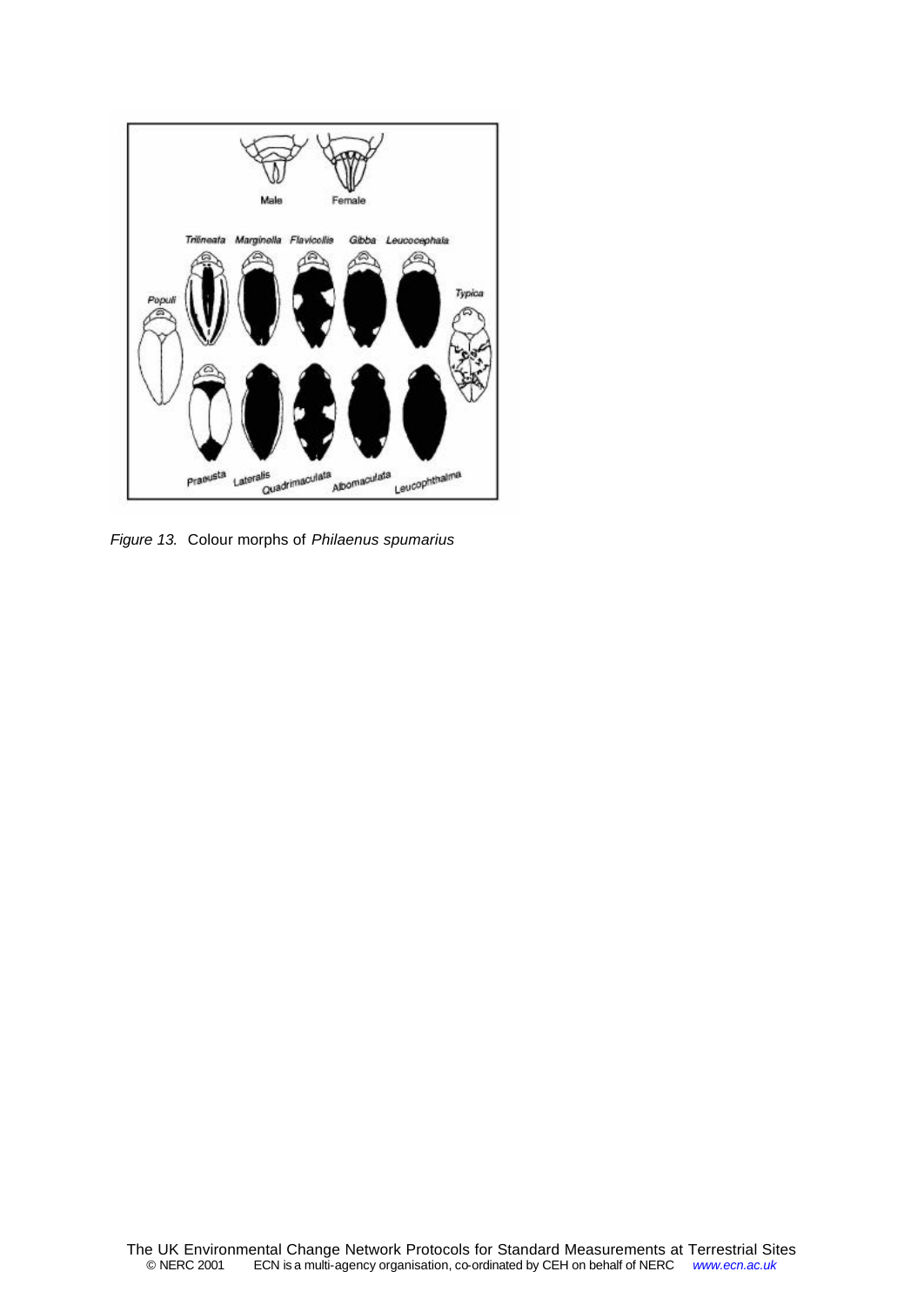*Figure 13.* Colour morphs of *Philaenus spumarius*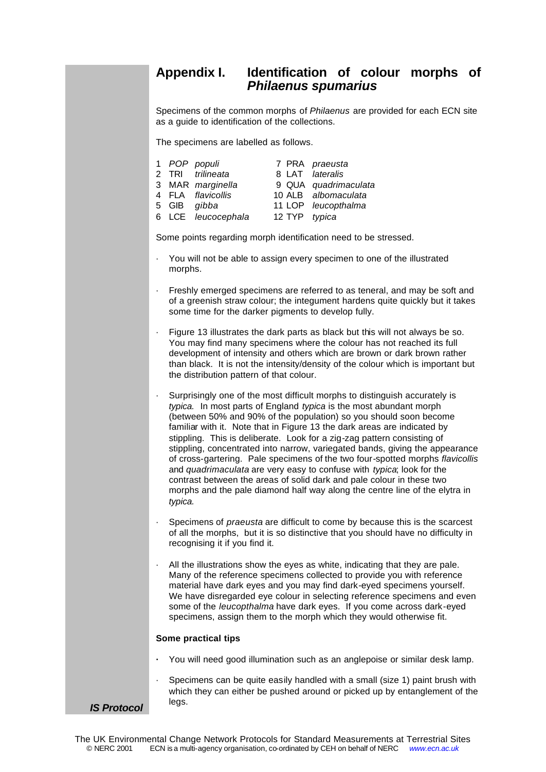# Appendix I. Identification of colour morphs of *Philaenus spumarius*

Specimens of the common morphs of *Philaenus* are provided for each ECN site as a guide to identification of the collections.

The specimens are labelled as follows.

| | | | | | |
|---|---|---|---|---|---|
| 1 | *POP* | *populi* | 7 | PRA | *praeusta* |
| 2 | TRI | *trilineata* | 8 | LAT | *lateralis* |
| 3 | MAR | *marginella* | 9 | QUA | *quadrimaculata* |
| 4 | FLA | *flavicollis* | 10 | ALB | *albomaculata* |
| 5 | GIB | *gibba* | 11 | LOP | *leucopthalma* |
| 6 | LCE | *leucocephala* | 12 | TYP | *typica* |

Some points regarding morph identification need to be stressed.

- You will not be able to assign every specimen to one of the illustrated morphs.
- Freshly emerged specimens are referred to as teneral, and may be soft and of a greenish straw colour; the integument hardens quite quickly but it takes some time for the darker pigments to develop fully.
- Figure 13 illustrates the dark parts as black but this will not always be so. You may find many specimens where the colour has not reached its full development of intensity and others which are brown or dark brown rather than black. It is not the intensity/density of the colour which is important but the distribution pattern of that colour.
- Surprisingly one of the most difficult morphs to distinguish accurately is *typica*. In most parts of England *typica* is the most abundant morph (between 50% and 90% of the population) so you should soon become familiar with it. Note that in Figure 13 the dark areas are indicated by stippling. This is deliberate. Look for a zig-zag pattern consisting of stippling, concentrated into narrow, variegated bands, giving the appearance of cross-gartering. Pale specimens of the two four-spotted morphs *flavicollis* and *quadrimaculata* are very easy to confuse with *typica*; look for the contrast between the areas of solid dark and pale colour in these two morphs and the pale diamond half way along the centre line of the elytra in *typica*.
- Specimens of *praeusta* are difficult to come by because this is the scarcest of all the morphs, but it is so distinctive that you should have no difficulty in recognising it if you find it.
- All the illustrations show the eyes as white, indicating that they are pale. Many of the reference specimens collected to provide you with reference material have dark eyes and you may find dark-eyed specimens yourself. We have disregarded eye colour in selecting reference specimens and even some of the *leucopthalma* have dark eyes. If you come across dark-eyed specimens, assign them to the morph which they would otherwise fit.

**Some practical tips**

- You will need good illumination such as an anglepoise or similar desk lamp.
- Specimens can be quite easily handled with a small (size 1) paint brush with which they can either be pushed around or picked up by entanglement of the legs.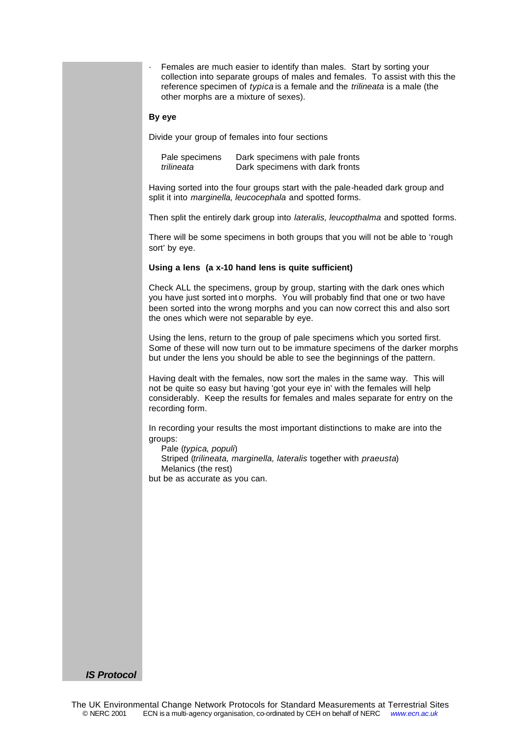- Females are much easier to identify than males. Start by sorting your collection into separate groups of males and females. To assist with this the reference specimen of *typica* is a female and the *trilineata* is a male (the other morphs are a mixture of sexes).

**By eye**

Divide your group of females into four sections

| | |
|---|---|
| Pale specimens | Dark specimens with pale fronts |
| *trilineata* | Dark specimens with dark fronts |

Having sorted into the four groups start with the pale-headed dark group and split it into *marginella, leucocephala* and spotted forms.

Then split the entirely dark group into *lateralis, leucopthalma* and spotted forms.

There will be some specimens in both groups that you will not be able to 'rough sort' by eye.

**Using a lens (a x-10 hand lens is quite sufficient)**

Check ALL the specimens, group by group, starting with the dark ones which you have just sorted into morphs. You will probably find that one or two have been sorted into the wrong morphs and you can now correct this and also sort the ones which were not separable by eye.

Using the lens, return to the group of pale specimens which you sorted first. Some of these will now turn out to be immature specimens of the darker morphs but under the lens you should be able to see the beginnings of the pattern.

Having dealt with the females, now sort the males in the same way. This will not be quite so easy but having 'got your eye in' with the females will help considerably. Keep the results for females and males separate for entry on the recording form.

In recording your results the most important distinctions to make are into the groups:

- Pale (*typica*, *populi*)
- Striped (*trilineata, marginella, lateralis* together with *praeusta*)
- Melanics (the rest)

but be as accurate as you can.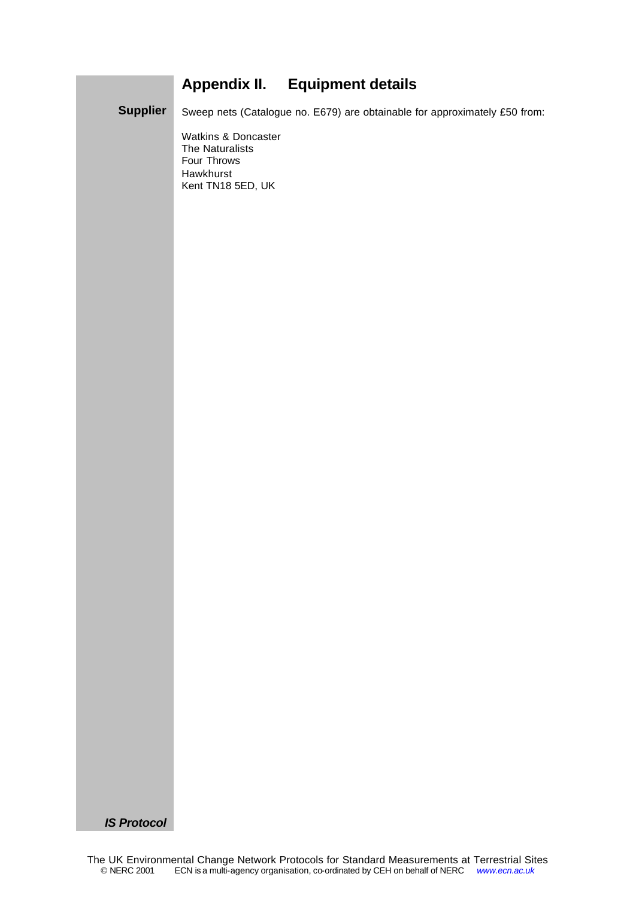# Appendix II. Equipment details

**Supplier**

Sweep nets (Catalogue no. E679) are obtainable for approximately £50 from:

Watkins & Doncaster  
The Naturalists  
Four Throws  
Hawkhurst  
Kent TN18 5ED, UK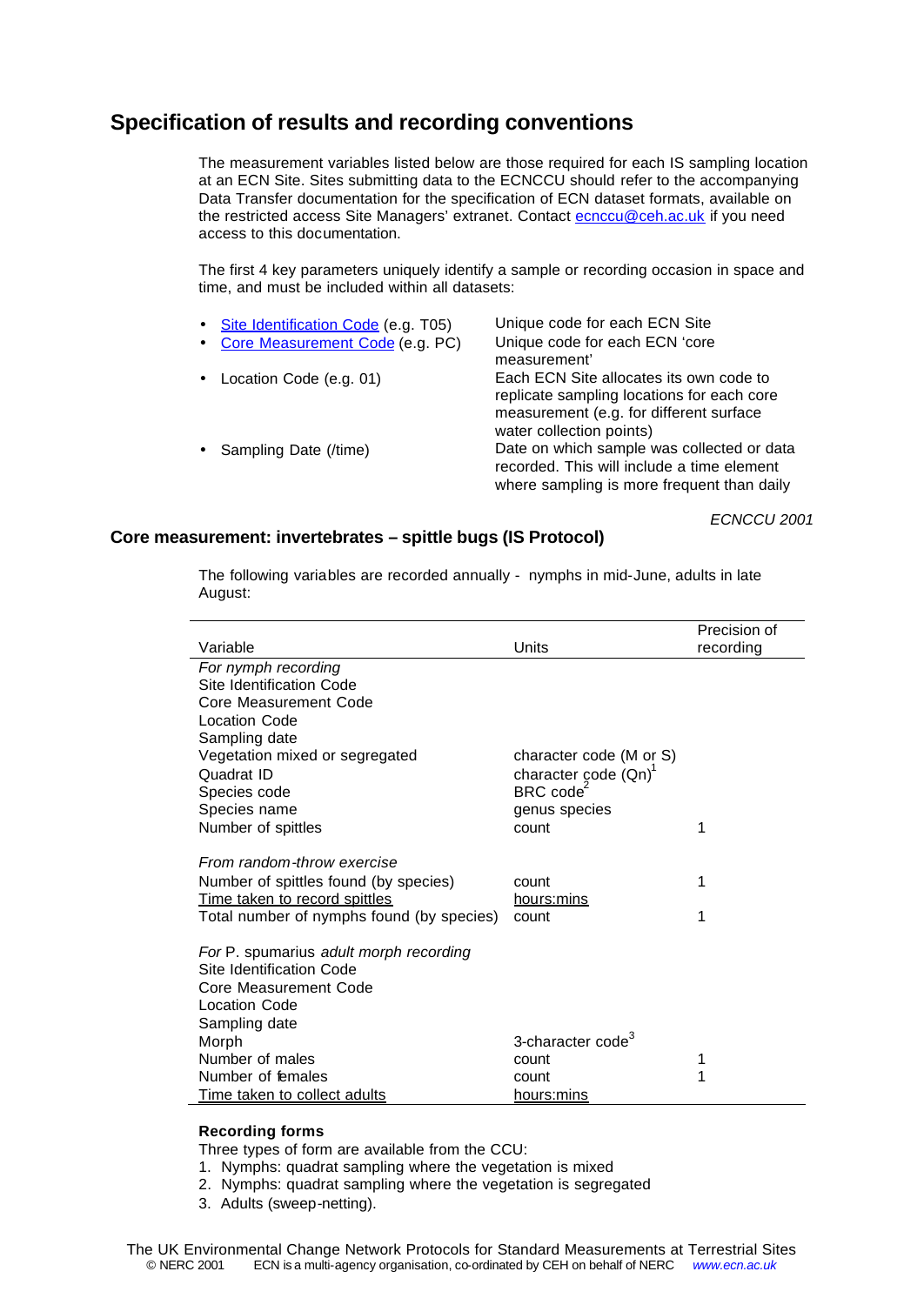## Specification of results and recording conventions

The measurement variables listed below are those required for each IS sampling location at an ECN Site. Sites submitting data to the ECNCCU should refer to the accompanying Data Transfer documentation for the specification of ECN dataset formats, available on the restricted access Site Managers' extranet. Contact ecnccu@ceh.ac.uk if you need access to this documentation.

The first 4 key parameters uniquely identify a sample or recording occasion in space and time, and must be included within all datasets:

- Site Identification Code (e.g. T05) — Unique code for each ECN Site
- Core Measurement Code (e.g. PC) — Unique code for each ECN 'core measurement'
- Location Code (e.g. 01) — Each ECN Site allocates its own code to replicate sampling locations for each core measurement (e.g. for different surface water collection points)
- Sampling Date (/time) — Date on which sample was collected or data recorded. This will include a time element where sampling is more frequent than daily

*ECNCCU 2001*

### Core measurement: invertebrates – spittle bugs (IS Protocol)

The following variables are recorded annually - nymphs in mid-June, adults in late August:

| Variable | Units | Precision of recording |
|---|---|---|
| *For nymph recording* | | |
| Site Identification Code | | |
| Core Measurement Code | | |
| Location Code | | |
| Sampling date | | |
| Vegetation mixed or segregated | character code (M or S) | |
| Quadrat ID | character code (Qn)[1] | |
| Species code | BRC code[2] | |
| Species name | genus species | |
| Number of spittles | count | 1 |
| | | |
| *From random-throw exercise* | | |
| Number of spittles found (by species) | count | 1 |
| Time taken to record spittles | hours:mins | |
| Total number of nymphs found (by species) | count | 1 |
| | | |
| *For* P. spumarius *adult morph recording* | | |
| Site Identification Code | | |
| Core Measurement Code | | |
| Location Code | | |
| Sampling date | | |
| Morph | 3-character code[3] | |
| Number of males | count | 1 |
| Number of females | count | 1 |
| Time taken to collect adults | hours:mins | |

**Recording forms**

Three types of form are available from the CCU:

1. Nymphs: quadrat sampling where the vegetation is mixed
2. Nymphs: quadrat sampling where the vegetation is segregated
3. Adults (sweep-netting).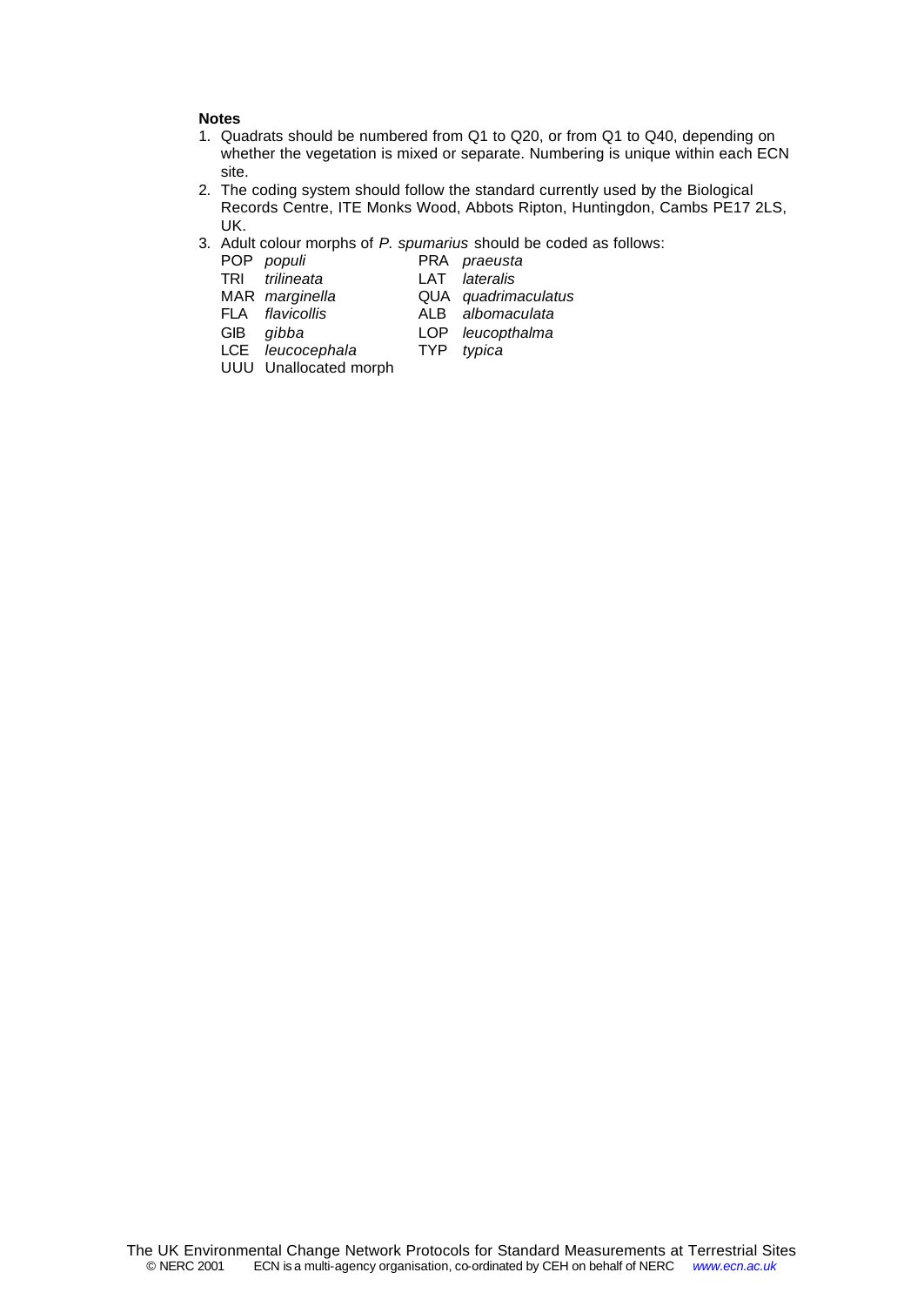**Notes**

1. Quadrats should be numbered from Q1 to Q20, or from Q1 to Q40, depending on whether the vegetation is mixed or separate. Numbering is unique within each ECN site.
2. The coding system should follow the standard currently used by the Biological Records Centre, ITE Monks Wood, Abbots Ripton, Huntingdon, Cambs PE17 2LS, UK.
3. Adult colour morphs of *P. spumarius* should be coded as follows:

| | | | |
|---|---|---|---|
| POP | *populi* | PRA | *praeusta* |
| TRI | *trilineata* | LAT | *lateralis* |
| MAR | *marginella* | QUA | *quadrimaculatus* |
| FLA | *flavicollis* | ALB | *albomaculata* |
| GIB | *gibba* | LOP | *leucopthalma* |
| LCE | *leucocephala* | TYP | *typica* |
| UUU | Unallocated morph | | |